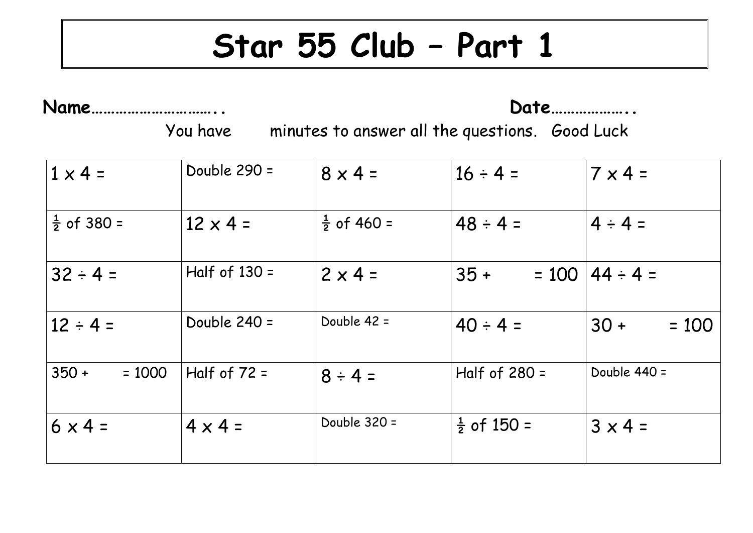# Star 55 Club – Part 1

**Name…………………………..** **Date………………..**

You have minutes to answer all the questions. Good Luck

| | | | | |
|---|---|---|---|---|
| 1 x 4 = | Double 290 = | 8 x 4 = | 16 ÷ 4 = | 7 x 4 = |
| ½ of 380 = | 12 x 4 = | ½ of 460 = | 48 ÷ 4 = | 4 ÷ 4 = |
| 32 ÷ 4 = | Half of 130 = | 2 x 4 = | 35 + = 100 | 44 ÷ 4 = |
| 12 ÷ 4 = | Double 240 = | Double 42 = | 40 ÷ 4 = | 30 + = 100 |
| 350 + = 1000 | Half of 72 = | 8 ÷ 4 = | Half of 280 = | Double 440 = |
| 6 x 4 = | 4 x 4 = | Double 320 = | ½ of 150 = | 3 x 4 = |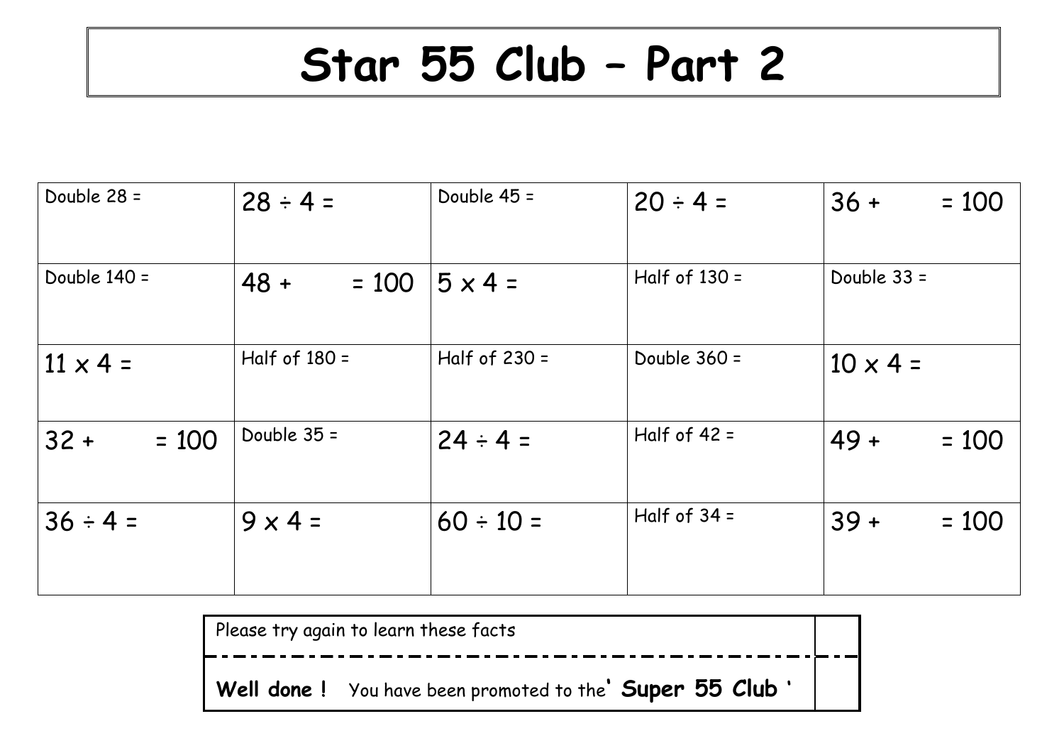# Star 55 Club – Part 2

| | | | | |
|---|---|---|---|---|
| Double 28 = | 28 ÷ 4 = | Double 45 = | 20 ÷ 4 = | 36 + = 100 |
| Double 140 = | 48 + = 100 | 5 x 4 = | Half of 130 = | Double 33 = |
| 11 x 4 = | Half of 180 = | Half of 230 = | Double 360 = | 10 x 4 = |
| 32 + = 100 | Double 35 = | 24 ÷ 4 = | Half of 42 = | 49 + = 100 |
| 36 ÷ 4 = | 9 x 4 = | 60 ÷ 10 = | Half of 34 = | 39 + = 100 |

| | |
|---|---|
| Please try again to learn these facts | |
| **Well done !** You have been promoted to the '**Super 55 Club**' | |